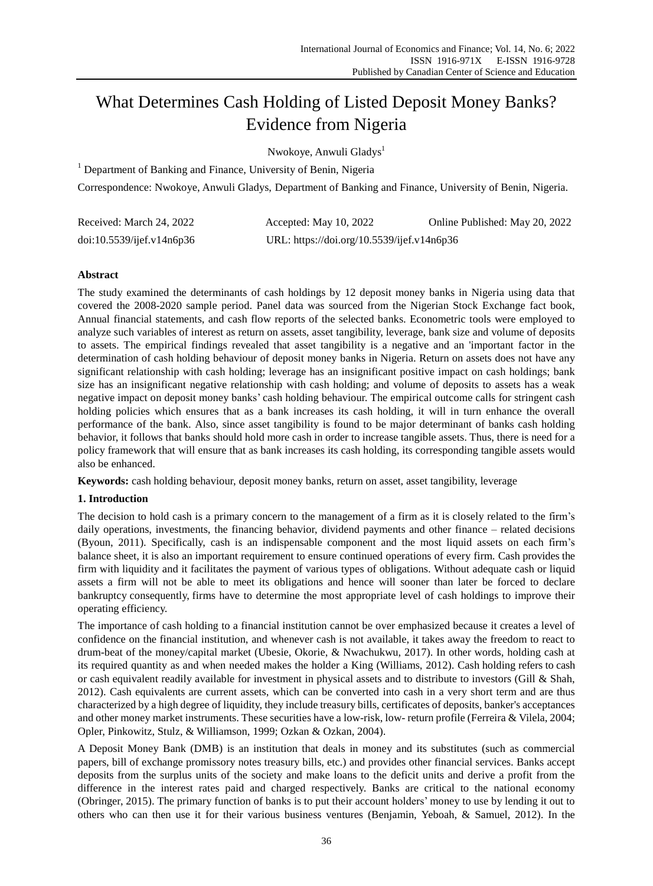# What Determines Cash Holding of Listed Deposit Money Banks? Evidence from Nigeria

Nwokoye, Anwuli Gladys[1]

[1] Department of Banking and Finance, University of Benin, Nigeria

Correspondence: Nwokoye, Anwuli Gladys, Department of Banking and Finance, University of Benin, Nigeria.

Received: March 24, 2022 Accepted: May 10, 2022 Online Published: May 20, 2022

doi:10.5539/ijef.v14n6p36 URL: https://doi.org/10.5539/ijef.v14n6p36

## Abstract

The study examined the determinants of cash holdings by 12 deposit money banks in Nigeria using data that covered the 2008-2020 sample period. Panel data was sourced from the Nigerian Stock Exchange fact book, Annual financial statements, and cash flow reports of the selected banks. Econometric tools were employed to analyze such variables of interest as return on assets, asset tangibility, leverage, bank size and volume of deposits to assets. The empirical findings revealed that asset tangibility is a negative and an 'important factor in the determination of cash holding behaviour of deposit money banks in Nigeria. Return on assets does not have any significant relationship with cash holding; leverage has an insignificant positive impact on cash holdings; bank size has an insignificant negative relationship with cash holding; and volume of deposits to assets has a weak negative impact on deposit money banks' cash holding behaviour. The empirical outcome calls for stringent cash holding policies which ensures that as a bank increases its cash holding, it will in turn enhance the overall performance of the bank. Also, since asset tangibility is found to be major determinant of banks cash holding behavior, it follows that banks should hold more cash in order to increase tangible assets. Thus, there is need for a policy framework that will ensure that as bank increases its cash holding, its corresponding tangible assets would also be enhanced.

**Keywords:** cash holding behaviour, deposit money banks, return on asset, asset tangibility, leverage

## 1. Introduction

The decision to hold cash is a primary concern to the management of a firm as it is closely related to the firm's daily operations, investments, the financing behavior, dividend payments and other finance – related decisions (Byoun, 2011). Specifically, cash is an indispensable component and the most liquid assets on each firm's balance sheet, it is also an important requirement to ensure continued operations of every firm. Cash provides the firm with liquidity and it facilitates the payment of various types of obligations. Without adequate cash or liquid assets a firm will not be able to meet its obligations and hence will sooner than later be forced to declare bankruptcy consequently, firms have to determine the most appropriate level of cash holdings to improve their operating efficiency.

The importance of cash holding to a financial institution cannot be over emphasized because it creates a level of confidence on the financial institution, and whenever cash is not available, it takes away the freedom to react to drum-beat of the money/capital market (Ubesie, Okorie, & Nwachukwu, 2017). In other words, holding cash at its required quantity as and when needed makes the holder a King (Williams, 2012). Cash holding refers to cash or cash equivalent readily available for investment in physical assets and to distribute to investors (Gill & Shah, 2012). Cash equivalents are current assets, which can be converted into cash in a very short term and are thus characterized by a high degree of liquidity, they include treasury bills, certificates of deposits, banker's acceptances and other money market instruments. These securities have a low-risk, low- return profile (Ferreira & Vilela, 2004; Opler, Pinkowitz, Stulz, & Williamson, 1999; Ozkan & Ozkan, 2004).

A Deposit Money Bank (DMB) is an institution that deals in money and its substitutes (such as commercial papers, bill of exchange promissory notes treasury bills, etc.) and provides other financial services. Banks accept deposits from the surplus units of the society and make loans to the deficit units and derive a profit from the difference in the interest rates paid and charged respectively. Banks are critical to the national economy (Obringer, 2015). The primary function of banks is to put their account holders' money to use by lending it out to others who can then use it for their various business ventures (Benjamin, Yeboah, & Samuel, 2012). In the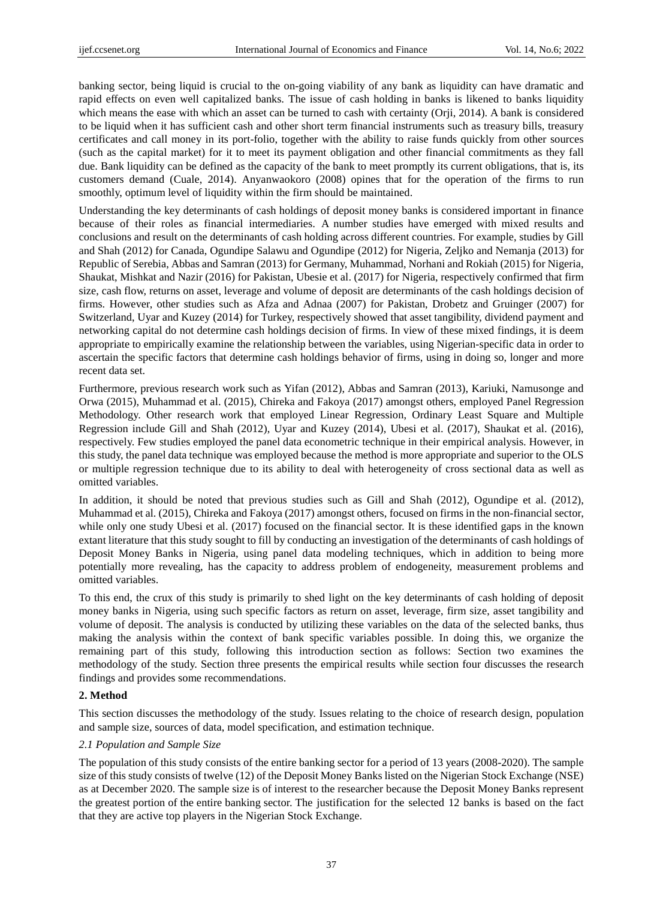banking sector, being liquid is crucial to the on-going viability of any bank as liquidity can have dramatic and rapid effects on even well capitalized banks. The issue of cash holding in banks is likened to banks liquidity which means the ease with which an asset can be turned to cash with certainty (Orji, 2014). A bank is considered to be liquid when it has sufficient cash and other short term financial instruments such as treasury bills, treasury certificates and call money in its port-folio, together with the ability to raise funds quickly from other sources (such as the capital market) for it to meet its payment obligation and other financial commitments as they fall due. Bank liquidity can be defined as the capacity of the bank to meet promptly its current obligations, that is, its customers demand (Cuale, 2014). Anyanwaokoro (2008) opines that for the operation of the firms to run smoothly, optimum level of liquidity within the firm should be maintained.

Understanding the key determinants of cash holdings of deposit money banks is considered important in finance because of their roles as financial intermediaries. A number studies have emerged with mixed results and conclusions and result on the determinants of cash holding across different countries. For example, studies by Gill and Shah (2012) for Canada, Ogundipe Salawu and Ogundipe (2012) for Nigeria, Zeljko and Nemanja (2013) for Republic of Serebia, Abbas and Samran (2013) for Germany, Muhammad, Norhani and Rokiah (2015) for Nigeria, Shaukat, Mishkat and Nazir (2016) for Pakistan, Ubesie et al. (2017) for Nigeria, respectively confirmed that firm size, cash flow, returns on asset, leverage and volume of deposit are determinants of the cash holdings decision of firms. However, other studies such as Afza and Adnaa (2007) for Pakistan, Drobetz and Gruinger (2007) for Switzerland, Uyar and Kuzey (2014) for Turkey, respectively showed that asset tangibility, dividend payment and networking capital do not determine cash holdings decision of firms. In view of these mixed findings, it is deem appropriate to empirically examine the relationship between the variables, using Nigerian-specific data in order to ascertain the specific factors that determine cash holdings behavior of firms, using in doing so, longer and more recent data set.

Furthermore, previous research work such as Yifan (2012), Abbas and Samran (2013), Kariuki, Namusonge and Orwa (2015), Muhammad et al. (2015), Chireka and Fakoya (2017) amongst others, employed Panel Regression Methodology. Other research work that employed Linear Regression, Ordinary Least Square and Multiple Regression include Gill and Shah (2012), Uyar and Kuzey (2014), Ubesi et al. (2017), Shaukat et al. (2016), respectively. Few studies employed the panel data econometric technique in their empirical analysis. However, in this study, the panel data technique was employed because the method is more appropriate and superior to the OLS or multiple regression technique due to its ability to deal with heterogeneity of cross sectional data as well as omitted variables.

In addition, it should be noted that previous studies such as Gill and Shah (2012), Ogundipe et al. (2012), Muhammad et al. (2015), Chireka and Fakoya (2017) amongst others, focused on firms in the non-financial sector, while only one study Ubesi et al. (2017) focused on the financial sector. It is these identified gaps in the known extant literature that this study sought to fill by conducting an investigation of the determinants of cash holdings of Deposit Money Banks in Nigeria, using panel data modeling techniques, which in addition to being more potentially more revealing, has the capacity to address problem of endogeneity, measurement problems and omitted variables.

To this end, the crux of this study is primarily to shed light on the key determinants of cash holding of deposit money banks in Nigeria, using such specific factors as return on asset, leverage, firm size, asset tangibility and volume of deposit. The analysis is conducted by utilizing these variables on the data of the selected banks, thus making the analysis within the context of bank specific variables possible. In doing this, we organize the remaining part of this study, following this introduction section as follows: Section two examines the methodology of the study. Section three presents the empirical results while section four discusses the research findings and provides some recommendations.

## 2. Method

This section discusses the methodology of the study. Issues relating to the choice of research design, population and sample size, sources of data, model specification, and estimation technique.

### *2.1 Population and Sample Size*

The population of this study consists of the entire banking sector for a period of 13 years (2008-2020). The sample size of this study consists of twelve (12) of the Deposit Money Banks listed on the Nigerian Stock Exchange (NSE) as at December 2020. The sample size is of interest to the researcher because the Deposit Money Banks represent the greatest portion of the entire banking sector. The justification for the selected 12 banks is based on the fact that they are active top players in the Nigerian Stock Exchange.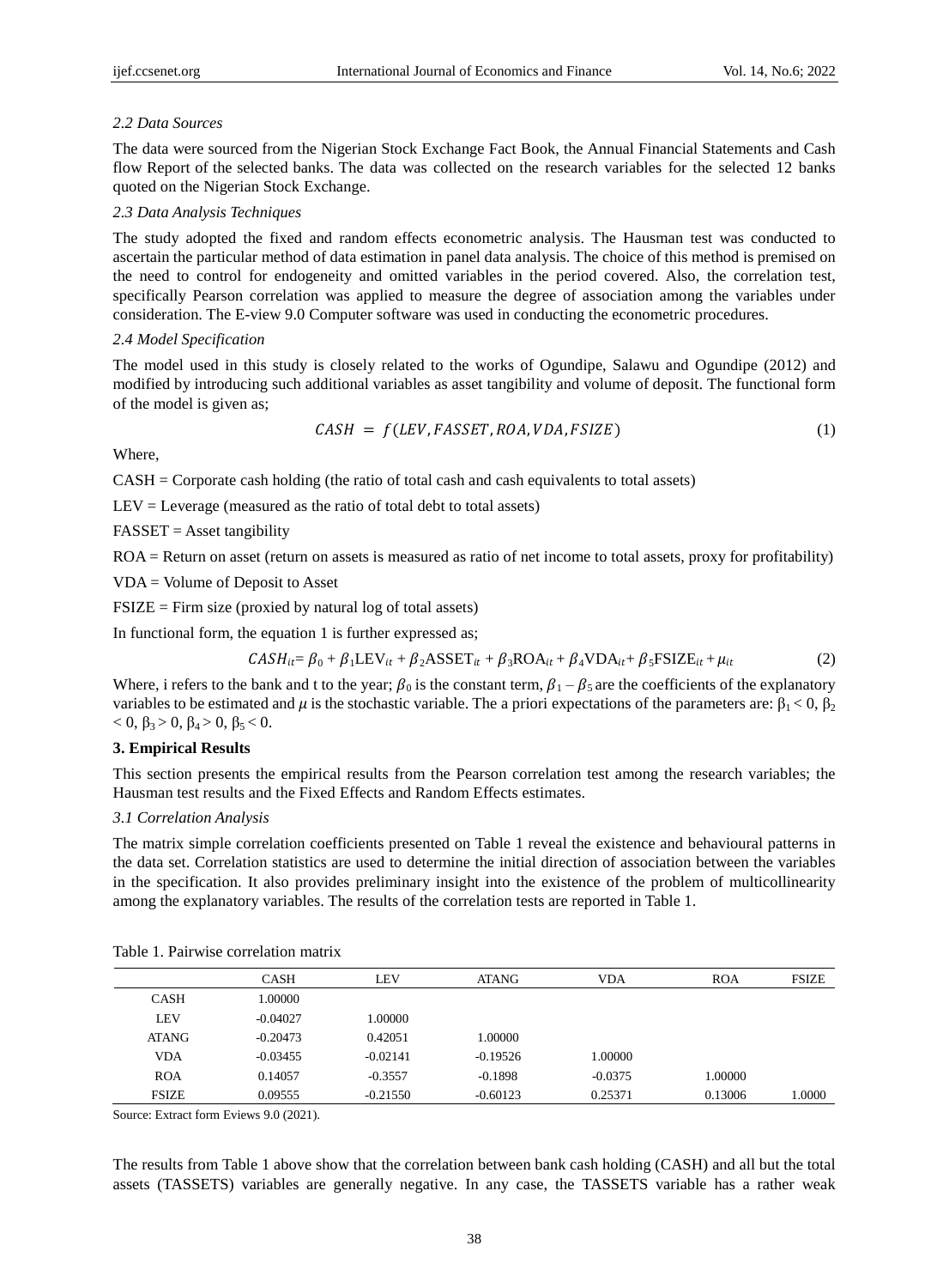### 2.2 Data Sources

The data were sourced from the Nigerian Stock Exchange Fact Book, the Annual Financial Statements and Cash flow Report of the selected banks. The data was collected on the research variables for the selected 12 banks quoted on the Nigerian Stock Exchange.

### 2.3 Data Analysis Techniques

The study adopted the fixed and random effects econometric analysis. The Hausman test was conducted to ascertain the particular method of data estimation in panel data analysis. The choice of this method is premised on the need to control for endogeneity and omitted variables in the period covered. Also, the correlation test, specifically Pearson correlation was applied to measure the degree of association among the variables under consideration. The E-view 9.0 Computer software was used in conducting the econometric procedures.

### 2.4 Model Specification

The model used in this study is closely related to the works of Ogundipe, Salawu and Ogundipe (2012) and modified by introducing such additional variables as asset tangibility and volume of deposit. The functional form of the model is given as;

$$CASH = f(LEV, FASSET, ROA, VDA, FSIZE) \tag{1}$$

Where,

CASH = Corporate cash holding (the ratio of total cash and cash equivalents to total assets)

LEV = Leverage (measured as the ratio of total debt to total assets)

FASSET = Asset tangibility

ROA = Return on asset (return on assets is measured as ratio of net income to total assets, proxy for profitability)

VDA = Volume of Deposit to Asset

FSIZE = Firm size (proxied by natural log of total assets)

In functional form, the equation 1 is further expressed as;

$$CASH_{it} = \beta_0 + \beta_1 \text{LEV}_{it} + \beta_2 \text{ASSET}_{it} + \beta_3 \text{ROA}_{it} + \beta_4 \text{VDA}_{it} + \beta_5 \text{FSIZE}_{it} + \mu_{it} \tag{2}$$

Where, i refers to the bank and t to the year; $\beta_0$ is the constant term, $\beta_1 - \beta_5$ are the coefficients of the explanatory variables to be estimated and $\mu$ is the stochastic variable. The a priori expectations of the parameters are: $\beta_1 < 0$, $\beta_2 < 0$, $\beta_3 > 0$, $\beta_4 > 0$, $\beta_5 < 0$.

## 3. Empirical Results

This section presents the empirical results from the Pearson correlation test among the research variables; the Hausman test results and the Fixed Effects and Random Effects estimates.

### 3.1 Correlation Analysis

The matrix simple correlation coefficients presented on Table 1 reveal the existence and behavioural patterns in the data set. Correlation statistics are used to determine the initial direction of association between the variables in the specification. It also provides preliminary insight into the existence of the problem of multicollinearity among the explanatory variables. The results of the correlation tests are reported in Table 1.

Table 1. Pairwise correlation matrix

| | CASH | LEV | ATANG | VDA | ROA | FSIZE |
|---|---|---|---|---|---|---|
| CASH | 1.00000 | | | | | |
| LEV | -0.04027 | 1.00000 | | | | |
| ATANG | -0.20473 | 0.42051 | 1.00000 | | | |
| VDA | -0.03455 | -0.02141 | -0.19526 | 1.00000 | | |
| ROA | 0.14057 | -0.3557 | -0.1898 | -0.0375 | 1.00000 | |
| FSIZE | 0.09555 | -0.21550 | -0.60123 | 0.25371 | 0.13006 | 1.0000 |

Source: Extract form Eviews 9.0 (2021).

The results from Table 1 above show that the correlation between bank cash holding (CASH) and all but the total assets (TASSETS) variables are generally negative. In any case, the TASSETS variable has a rather weak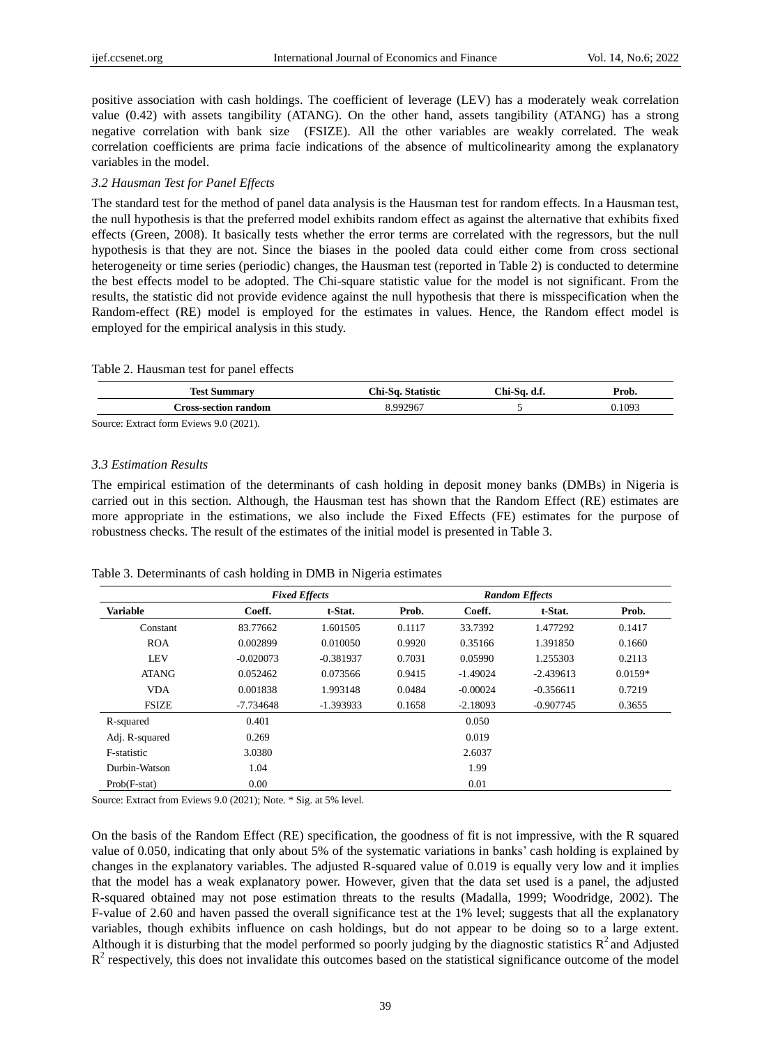positive association with cash holdings. The coefficient of leverage (LEV) has a moderately weak correlation value (0.42) with assets tangibility (ATANG). On the other hand, assets tangibility (ATANG) has a strong negative correlation with bank size (FSIZE). All the other variables are weakly correlated. The weak correlation coefficients are prima facie indications of the absence of multicolinearity among the explanatory variables in the model.

### *3.2 Hausman Test for Panel Effects*

The standard test for the method of panel data analysis is the Hausman test for random effects. In a Hausman test, the null hypothesis is that the preferred model exhibits random effect as against the alternative that exhibits fixed effects (Green, 2008). It basically tests whether the error terms are correlated with the regressors, but the null hypothesis is that they are not. Since the biases in the pooled data could either come from cross sectional heterogeneity or time series (periodic) changes, the Hausman test (reported in Table 2) is conducted to determine the best effects model to be adopted. The Chi-square statistic value for the model is not significant. From the results, the statistic did not provide evidence against the null hypothesis that there is misspecification when the Random-effect (RE) model is employed for the estimates in values. Hence, the Random effect model is employed for the empirical analysis in this study.

Table 2. Hausman test for panel effects

| Test Summary | Chi-Sq. Statistic | Chi-Sq. d.f. | Prob. |
|---|---|---|---|
| Cross-section random | 8.992967 | 5 | 0.1093 |

Source: Extract form Eviews 9.0 (2021).

### *3.3 Estimation Results*

The empirical estimation of the determinants of cash holding in deposit money banks (DMBs) in Nigeria is carried out in this section. Although, the Hausman test has shown that the Random Effect (RE) estimates are more appropriate in the estimations, we also include the Fixed Effects (FE) estimates for the purpose of robustness checks. The result of the estimates of the initial model is presented in Table 3.

Table 3. Determinants of cash holding in DMB in Nigeria estimates

| | *Fixed Effects* | | | *Random Effects* | | |
|---|---|---|---|---|---|---|
| **Variable** | **Coeff.** | **t-Stat.** | **Prob.** | **Coeff.** | **t-Stat.** | **Prob.** |
| Constant | 83.77662 | 1.601505 | 0.1117 | 33.7392 | 1.477292 | 0.1417 |
| ROA | 0.002899 | 0.010050 | 0.9920 | 0.35166 | 1.391850 | 0.1660 |
| LEV | -0.020073 | -0.381937 | 0.7031 | 0.05990 | 1.255303 | 0.2113 |
| ATANG | 0.052462 | 0.073566 | 0.9415 | -1.49024 | -2.439613 | 0.0159* |
| VDA | 0.001838 | 1.993148 | 0.0484 | -0.00024 | -0.356611 | 0.7219 |
| FSIZE | -7.734648 | -1.393933 | 0.1658 | -2.18093 | -0.907745 | 0.3655 |
| R-squared | 0.401 | | | 0.050 | | |
| Adj. R-squared | 0.269 | | | 0.019 | | |
| F-statistic | 3.0380 | | | 2.6037 | | |
| Durbin-Watson | 1.04 | | | 1.99 | | |
| Prob(F-stat) | 0.00 | | | 0.01 | | |

Source: Extract from Eviews 9.0 (2021); Note. * Sig. at 5% level.

On the basis of the Random Effect (RE) specification, the goodness of fit is not impressive, with the R squared value of 0.050, indicating that only about 5% of the systematic variations in banks' cash holding is explained by changes in the explanatory variables. The adjusted R-squared value of 0.019 is equally very low and it implies that the model has a weak explanatory power. However, given that the data set used is a panel, the adjusted R-squared obtained may not pose estimation threats to the results (Madalla, 1999; Woodridge, 2002). The F-value of 2.60 and haven passed the overall significance test at the 1% level; suggests that all the explanatory variables, though exhibits influence on cash holdings, but do not appear to be doing so to a large extent. Although it is disturbing that the model performed so poorly judging by the diagnostic statistics $R^2$ and Adjusted $R^2$ respectively, this does not invalidate this outcomes based on the statistical significance outcome of the model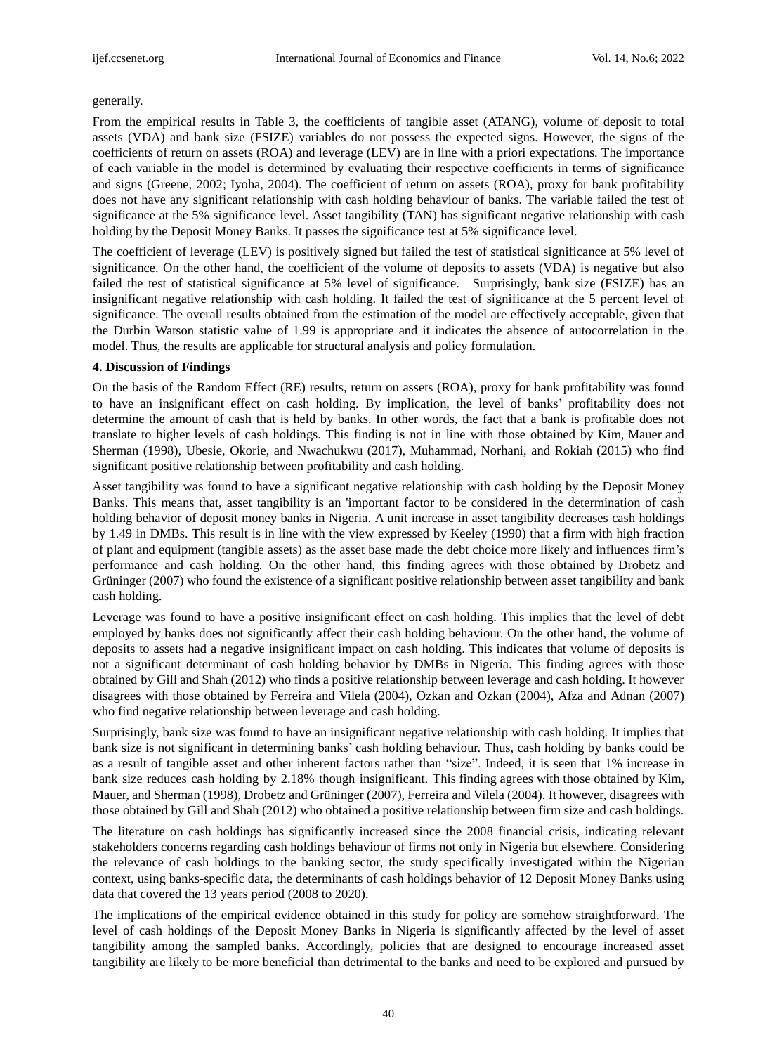generally.

From the empirical results in Table 3, the coefficients of tangible asset (ATANG), volume of deposit to total assets (VDA) and bank size (FSIZE) variables do not possess the expected signs. However, the signs of the coefficients of return on assets (ROA) and leverage (LEV) are in line with a priori expectations. The importance of each variable in the model is determined by evaluating their respective coefficients in terms of significance and signs (Greene, 2002; Iyoha, 2004). The coefficient of return on assets (ROA), proxy for bank profitability does not have any significant relationship with cash holding behaviour of banks. The variable failed the test of significance at the 5% significance level. Asset tangibility (TAN) has significant negative relationship with cash holding by the Deposit Money Banks. It passes the significance test at 5% significance level.

The coefficient of leverage (LEV) is positively signed but failed the test of statistical significance at 5% level of significance. On the other hand, the coefficient of the volume of deposits to assets (VDA) is negative but also failed the test of statistical significance at 5% level of significance. Surprisingly, bank size (FSIZE) has an insignificant negative relationship with cash holding. It failed the test of significance at the 5 percent level of significance. The overall results obtained from the estimation of the model are effectively acceptable, given that the Durbin Watson statistic value of 1.99 is appropriate and it indicates the absence of autocorrelation in the model. Thus, the results are applicable for structural analysis and policy formulation.

**4. Discussion of Findings**

On the basis of the Random Effect (RE) results, return on assets (ROA), proxy for bank profitability was found to have an insignificant effect on cash holding. By implication, the level of banks' profitability does not determine the amount of cash that is held by banks. In other words, the fact that a bank is profitable does not translate to higher levels of cash holdings. This finding is not in line with those obtained by Kim, Mauer and Sherman (1998), Ubesie, Okorie, and Nwachukwu (2017), Muhammad, Norhani, and Rokiah (2015) who find significant positive relationship between profitability and cash holding.

Asset tangibility was found to have a significant negative relationship with cash holding by the Deposit Money Banks. This means that, asset tangibility is an 'important factor to be considered in the determination of cash holding behavior of deposit money banks in Nigeria. A unit increase in asset tangibility decreases cash holdings by 1.49 in DMBs. This result is in line with the view expressed by Keeley (1990) that a firm with high fraction of plant and equipment (tangible assets) as the asset base made the debt choice more likely and influences firm's performance and cash holding. On the other hand, this finding agrees with those obtained by Drobetz and Grüninger (2007) who found the existence of a significant positive relationship between asset tangibility and bank cash holding.

Leverage was found to have a positive insignificant effect on cash holding. This implies that the level of debt employed by banks does not significantly affect their cash holding behaviour. On the other hand, the volume of deposits to assets had a negative insignificant impact on cash holding. This indicates that volume of deposits is not a significant determinant of cash holding behavior by DMBs in Nigeria. This finding agrees with those obtained by Gill and Shah (2012) who finds a positive relationship between leverage and cash holding. It however disagrees with those obtained by Ferreira and Vilela (2004), Ozkan and Ozkan (2004), Afza and Adnan (2007) who find negative relationship between leverage and cash holding.

Surprisingly, bank size was found to have an insignificant negative relationship with cash holding. It implies that bank size is not significant in determining banks' cash holding behaviour. Thus, cash holding by banks could be as a result of tangible asset and other inherent factors rather than "size". Indeed, it is seen that 1% increase in bank size reduces cash holding by 2.18% though insignificant. This finding agrees with those obtained by Kim, Mauer, and Sherman (1998), Drobetz and Grüninger (2007), Ferreira and Vilela (2004). It however, disagrees with those obtained by Gill and Shah (2012) who obtained a positive relationship between firm size and cash holdings.

The literature on cash holdings has significantly increased since the 2008 financial crisis, indicating relevant stakeholders concerns regarding cash holdings behaviour of firms not only in Nigeria but elsewhere. Considering the relevance of cash holdings to the banking sector, the study specifically investigated within the Nigerian context, using banks-specific data, the determinants of cash holdings behavior of 12 Deposit Money Banks using data that covered the 13 years period (2008 to 2020).

The implications of the empirical evidence obtained in this study for policy are somehow straightforward. The level of cash holdings of the Deposit Money Banks in Nigeria is significantly affected by the level of asset tangibility among the sampled banks. Accordingly, policies that are designed to encourage increased asset tangibility are likely to be more beneficial than detrimental to the banks and need to be explored and pursued by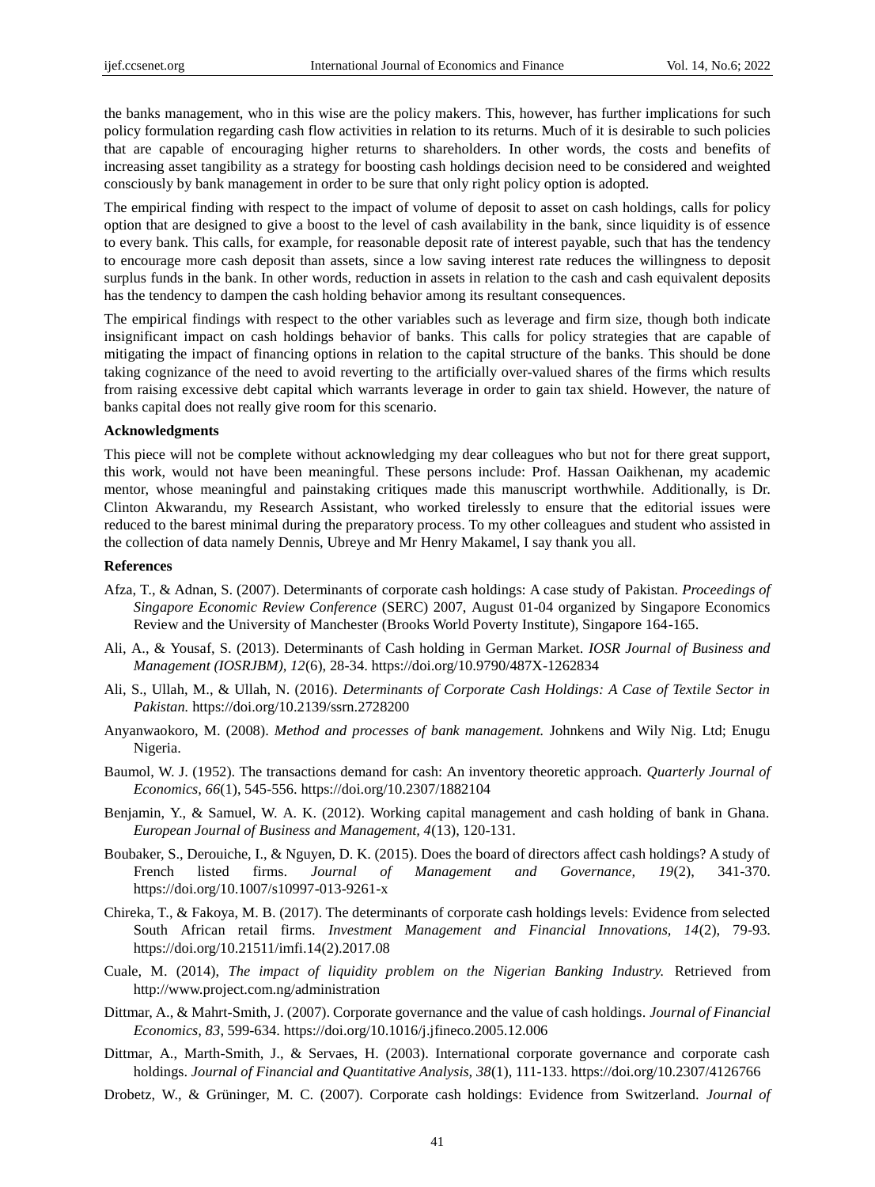the banks management, who in this wise are the policy makers. This, however, has further implications for such policy formulation regarding cash flow activities in relation to its returns. Much of it is desirable to such policies that are capable of encouraging higher returns to shareholders. In other words, the costs and benefits of increasing asset tangibility as a strategy for boosting cash holdings decision need to be considered and weighted consciously by bank management in order to be sure that only right policy option is adopted.

The empirical finding with respect to the impact of volume of deposit to asset on cash holdings, calls for policy option that are designed to give a boost to the level of cash availability in the bank, since liquidity is of essence to every bank. This calls, for example, for reasonable deposit rate of interest payable, such that has the tendency to encourage more cash deposit than assets, since a low saving interest rate reduces the willingness to deposit surplus funds in the bank. In other words, reduction in assets in relation to the cash and cash equivalent deposits has the tendency to dampen the cash holding behavior among its resultant consequences.

The empirical findings with respect to the other variables such as leverage and firm size, though both indicate insignificant impact on cash holdings behavior of banks. This calls for policy strategies that are capable of mitigating the impact of financing options in relation to the capital structure of the banks. This should be done taking cognizance of the need to avoid reverting to the artificially over-valued shares of the firms which results from raising excessive debt capital which warrants leverage in order to gain tax shield. However, the nature of banks capital does not really give room for this scenario.

**Acknowledgments**

This piece will not be complete without acknowledging my dear colleagues who but not for there great support, this work, would not have been meaningful. These persons include: Prof. Hassan Oaikhenan, my academic mentor, whose meaningful and painstaking critiques made this manuscript worthwhile. Additionally, is Dr. Clinton Akwarandu, my Research Assistant, who worked tirelessly to ensure that the editorial issues were reduced to the barest minimal during the preparatory process. To my other colleagues and student who assisted in the collection of data namely Dennis, Ubreye and Mr Henry Makamel, I say thank you all.

**References**

Afza, T., & Adnan, S. (2007). Determinants of corporate cash holdings: A case study of Pakistan. *Proceedings of Singapore Economic Review Conference* (SERC) 2007, August 01-04 organized by Singapore Economics Review and the University of Manchester (Brooks World Poverty Institute), Singapore 164-165.

Ali, A., & Yousaf, S. (2013). Determinants of Cash holding in German Market. *IOSR Journal of Business and Management (IOSRJBM), 12*(6), 28-34. https://doi.org/10.9790/487X-1262834

Ali, S., Ullah, M., & Ullah, N. (2016). *Determinants of Corporate Cash Holdings: A Case of Textile Sector in Pakistan.* https://doi.org/10.2139/ssrn.2728200

Anyanwaokoro, M. (2008). *Method and processes of bank management.* Johnkens and Wily Nig. Ltd; Enugu Nigeria.

Baumol, W. J. (1952). The transactions demand for cash: An inventory theoretic approach. *Quarterly Journal of Economics, 66*(1), 545-556. https://doi.org/10.2307/1882104

Benjamin, Y., & Samuel, W. A. K. (2012). Working capital management and cash holding of bank in Ghana. *European Journal of Business and Management, 4*(13), 120-131.

Boubaker, S., Derouiche, I., & Nguyen, D. K. (2015). Does the board of directors affect cash holdings? A study of French listed firms. *Journal of Management and Governance, 19*(2), 341-370. https://doi.org/10.1007/s10997-013-9261-x

Chireka, T., & Fakoya, M. B. (2017). The determinants of corporate cash holdings levels: Evidence from selected South African retail firms. *Investment Management and Financial Innovations, 14*(2), 79-93. https://doi.org/10.21511/imfi.14(2).2017.08

Cuale, M. (2014), *The impact of liquidity problem on the Nigerian Banking Industry.* Retrieved from http://www.project.com.ng/administration

Dittmar, A., & Mahrt-Smith, J. (2007). Corporate governance and the value of cash holdings. *Journal of Financial Economics, 83,* 599-634. https://doi.org/10.1016/j.jfineco.2005.12.006

Dittmar, A., Marth-Smith, J., & Servaes, H. (2003). International corporate governance and corporate cash holdings. *Journal of Financial and Quantitative Analysis, 38*(1), 111-133. https://doi.org/10.2307/4126766

Drobetz, W., & Grüninger, M. C. (2007). Corporate cash holdings: Evidence from Switzerland. *Journal of*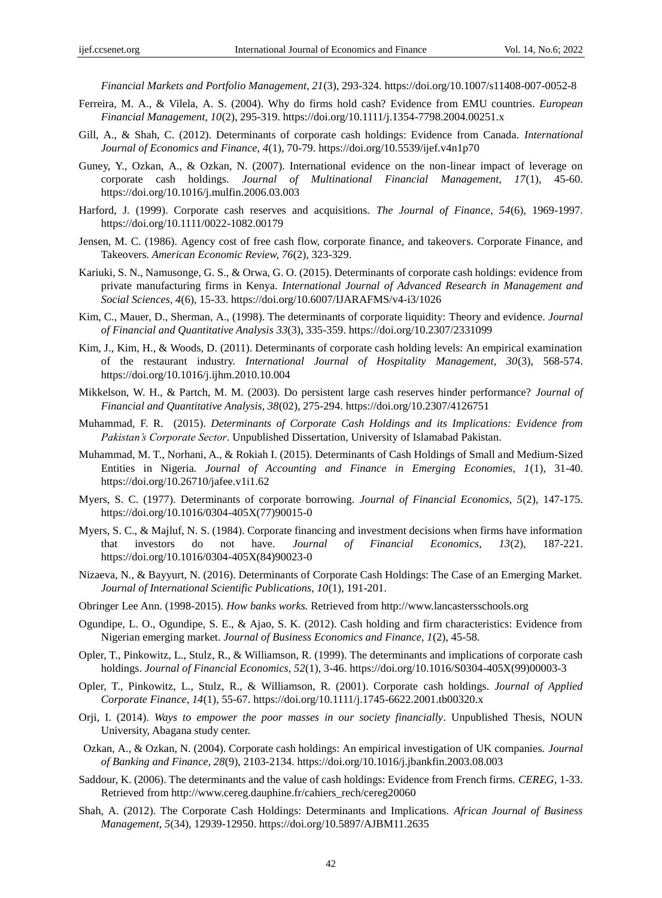*Financial Markets and Portfolio Management, 21*(3), 293-324. https://doi.org/10.1007/s11408-007-0052-8

Ferreira, M. A., & Vilela, A. S. (2004). Why do firms hold cash? Evidence from EMU countries. *European Financial Management, 10*(2), 295-319. https://doi.org/10.1111/j.1354-7798.2004.00251.x

Gill, A., & Shah, C. (2012). Determinants of corporate cash holdings: Evidence from Canada. *International Journal of Economics and Finance, 4*(1), 70-79. https://doi.org/10.5539/ijef.v4n1p70

Guney, Y., Ozkan, A., & Ozkan, N. (2007). International evidence on the non-linear impact of leverage on corporate cash holdings. *Journal of Multinational Financial Management, 17*(1), 45-60. https://doi.org/10.1016/j.mulfin.2006.03.003

Harford, J. (1999). Corporate cash reserves and acquisitions. *The Journal of Finance, 54*(6), 1969-1997. https://doi.org/10.1111/0022-1082.00179

Jensen, M. C. (1986). Agency cost of free cash flow, corporate finance, and takeovers. Corporate Finance, and Takeovers. *American Economic Review, 76*(2), 323-329.

Kariuki, S. N., Namusonge, G. S., & Orwa, G. O. (2015). Determinants of corporate cash holdings: evidence from private manufacturing firms in Kenya. *International Journal of Advanced Research in Management and Social Sciences, 4*(6), 15-33. https://doi.org/10.6007/IJARAFMS/v4-i3/1026

Kim, C., Mauer, D., Sherman, A., (1998). The determinants of corporate liquidity: Theory and evidence. *Journal of Financial and Quantitative Analysis 33*(3), 335-359. https://doi.org/10.2307/2331099

Kim, J., Kim, H., & Woods, D. (2011). Determinants of corporate cash holding levels: An empirical examination of the restaurant industry. *International Journal of Hospitality Management, 30*(3), 568-574. https://doi.org/10.1016/j.ijhm.2010.10.004

Mikkelson, W. H., & Partch, M. M. (2003). Do persistent large cash reserves hinder performance? *Journal of Financial and Quantitative Analysis, 38*(02), 275-294. https://doi.org/10.2307/4126751

Muhammad, F. R. (2015). *Determinants of Corporate Cash Holdings and its Implications: Evidence from Pakistan's Corporate Sector*. Unpublished Dissertation, University of Islamabad Pakistan.

Muhammad, M. T., Norhani, A., & Rokiah I. (2015). Determinants of Cash Holdings of Small and Medium-Sized Entities in Nigeria. *Journal of Accounting and Finance in Emerging Economies, 1*(1), 31-40. https://doi.org/10.26710/jafee.v1i1.62

Myers, S. C. (1977). Determinants of corporate borrowing. *Journal of Financial Economics, 5*(2), 147-175. https://doi.org/10.1016/0304-405X(77)90015-0

Myers, S. C., & Majluf, N. S. (1984). Corporate financing and investment decisions when firms have information that investors do not have. *Journal of Financial Economics, 13*(2), 187-221. https://doi.org/10.1016/0304-405X(84)90023-0

Nizaeva, N., & Bayyurt, N. (2016). Determinants of Corporate Cash Holdings: The Case of an Emerging Market. *Journal of International Scientific Publications, 10*(1), 191-201.

Obringer Lee Ann. (1998-2015). *How banks works.* Retrieved from http://www.lancastersschools.org

Ogundipe, L. O., Ogundipe, S. E., & Ajao, S. K. (2012). Cash holding and firm characteristics: Evidence from Nigerian emerging market. *Journal of Business Economics and Finance, 1*(2), 45-58.

Opler, T., Pinkowitz, L., Stulz, R., & Williamson, R. (1999). The determinants and implications of corporate cash holdings. *Journal of Financial Economics, 52*(1), 3-46. https://doi.org/10.1016/S0304-405X(99)00003-3

Opler, T., Pinkowitz, L., Stulz, R., & Williamson, R. (2001). Corporate cash holdings. *Journal of Applied Corporate Finance, 14*(1), 55-67. https://doi.org/10.1111/j.1745-6622.2001.tb00320.x

Orji, I. (2014). *Ways to empower the poor masses in our society financially*. Unpublished Thesis, NOUN University, Abagana study center.

Ozkan, A., & Ozkan, N. (2004). Corporate cash holdings: An empirical investigation of UK companies. *Journal of Banking and Finance, 28*(9), 2103-2134. https://doi.org/10.1016/j.jbankfin.2003.08.003

Saddour, K. (2006). The determinants and the value of cash holdings: Evidence from French firms. *CEREG*, 1-33. Retrieved from http://www.cereg.dauphine.fr/cahiers_rech/cereg20060

Shah, A. (2012). The Corporate Cash Holdings: Determinants and Implications. *African Journal of Business Management, 5*(34), 12939-12950. https://doi.org/10.5897/AJBM11.2635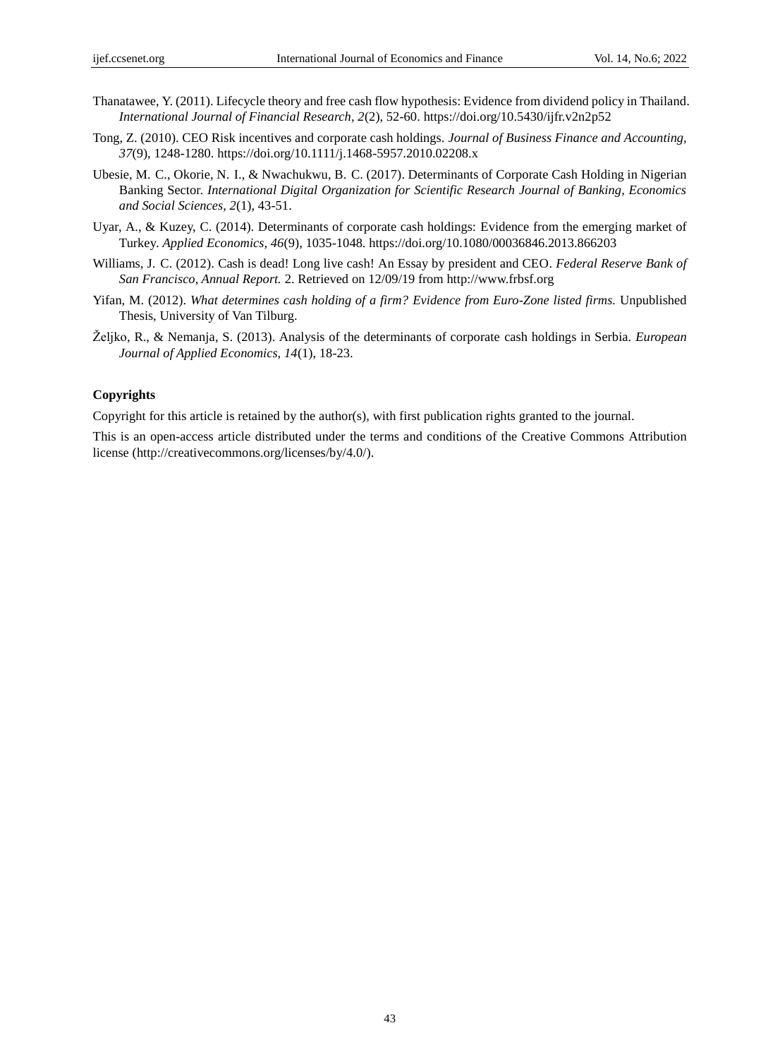Thanatawee, Y. (2011). Lifecycle theory and free cash flow hypothesis: Evidence from dividend policy in Thailand. *International Journal of Financial Research, 2*(2), 52-60. https://doi.org/10.5430/ijfr.v2n2p52

Tong, Z. (2010). CEO Risk incentives and corporate cash holdings. *Journal of Business Finance and Accounting, 37*(9), 1248-1280. https://doi.org/10.1111/j.1468-5957.2010.02208.x

Ubesie, M. C., Okorie, N. I., & Nwachukwu, B. C. (2017). Determinants of Corporate Cash Holding in Nigerian Banking Sector. *International Digital Organization for Scientific Research Journal of Banking, Economics and Social Sciences, 2*(1), 43-51.

Uyar, A., & Kuzey, C. (2014). Determinants of corporate cash holdings: Evidence from the emerging market of Turkey. *Applied Economics, 46*(9), 1035-1048. https://doi.org/10.1080/00036846.2013.866203

Williams, J. C. (2012). Cash is dead! Long live cash! An Essay by president and CEO. *Federal Reserve Bank of San Francisco, Annual Report.* 2. Retrieved on 12/09/19 from http://www.frbsf.org

Yifan, M. (2012). *What determines cash holding of a firm? Evidence from Euro-Zone listed firms.* Unpublished Thesis, University of Van Tilburg.

Željko, R., & Nemanja, S. (2013). Analysis of the determinants of corporate cash holdings in Serbia. *European Journal of Applied Economics, 14*(1), 18-23.

**Copyrights**

Copyright for this article is retained by the author(s), with first publication rights granted to the journal.

This is an open-access article distributed under the terms and conditions of the Creative Commons Attribution license (http://creativecommons.org/licenses/by/4.0/).